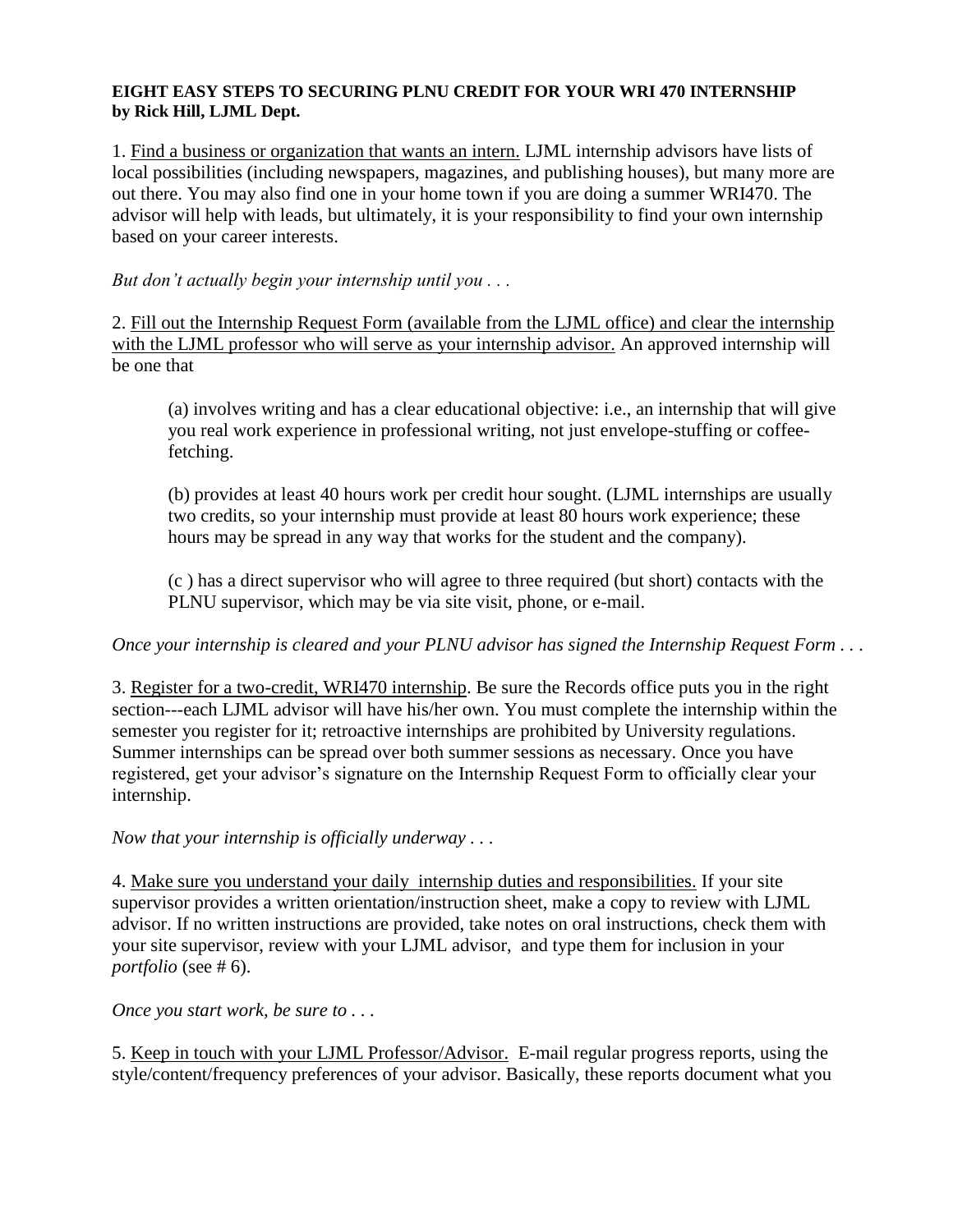**EIGHT EASY STEPS TO SECURING PLNU CREDIT FOR YOUR WRI 470 INTERNSHIP**
**by Rick Hill, LJML Dept.**

1. <u>Find a business or organization that wants an intern.</u> LJML internship advisors have lists of local possibilities (including newspapers, magazines, and publishing houses), but many more are out there. You may also find one in your home town if you are doing a summer WRI470. The advisor will help with leads, but ultimately, it is your responsibility to find your own internship based on your career interests.

*But don't actually begin your internship until you . . .*

2. <u>Fill out the Internship Request Form (available from the LJML office) and clear the internship with the LJML professor who will serve as your internship advisor.</u> An approved internship will be one that

> (a) involves writing and has a clear educational objective: i.e., an internship that will give you real work experience in professional writing, not just envelope-stuffing or coffee-fetching.
>
> (b) provides at least 40 hours work per credit hour sought. (LJML internships are usually two credits, so your internship must provide at least 80 hours work experience; these hours may be spread in any way that works for the student and the company).
>
> (c ) has a direct supervisor who will agree to three required (but short) contacts with the PLNU supervisor, which may be via site visit, phone, or e-mail.

*Once your internship is cleared and your PLNU advisor has signed the Internship Request Form . . .*

3. <u>Register for a two-credit, WRI470 internship</u>. Be sure the Records office puts you in the right section---each LJML advisor will have his/her own. You must complete the internship within the semester you register for it; retroactive internships are prohibited by University regulations. Summer internships can be spread over both summer sessions as necessary. Once you have registered, get your advisor's signature on the Internship Request Form to officially clear your internship.

*Now that your internship is officially underway . . .*

4. <u>Make sure you understand your daily internship duties and responsibilities.</u> If your site supervisor provides a written orientation/instruction sheet, make a copy to review with LJML advisor. If no written instructions are provided, take notes on oral instructions, check them with your site supervisor, review with your LJML advisor, and type them for inclusion in your *portfolio* (see # 6).

*Once you start work, be sure to . . .*

5. <u>Keep in touch with your LJML Professor/Advisor.</u> E-mail regular progress reports, using the style/content/frequency preferences of your advisor. Basically, these reports document what you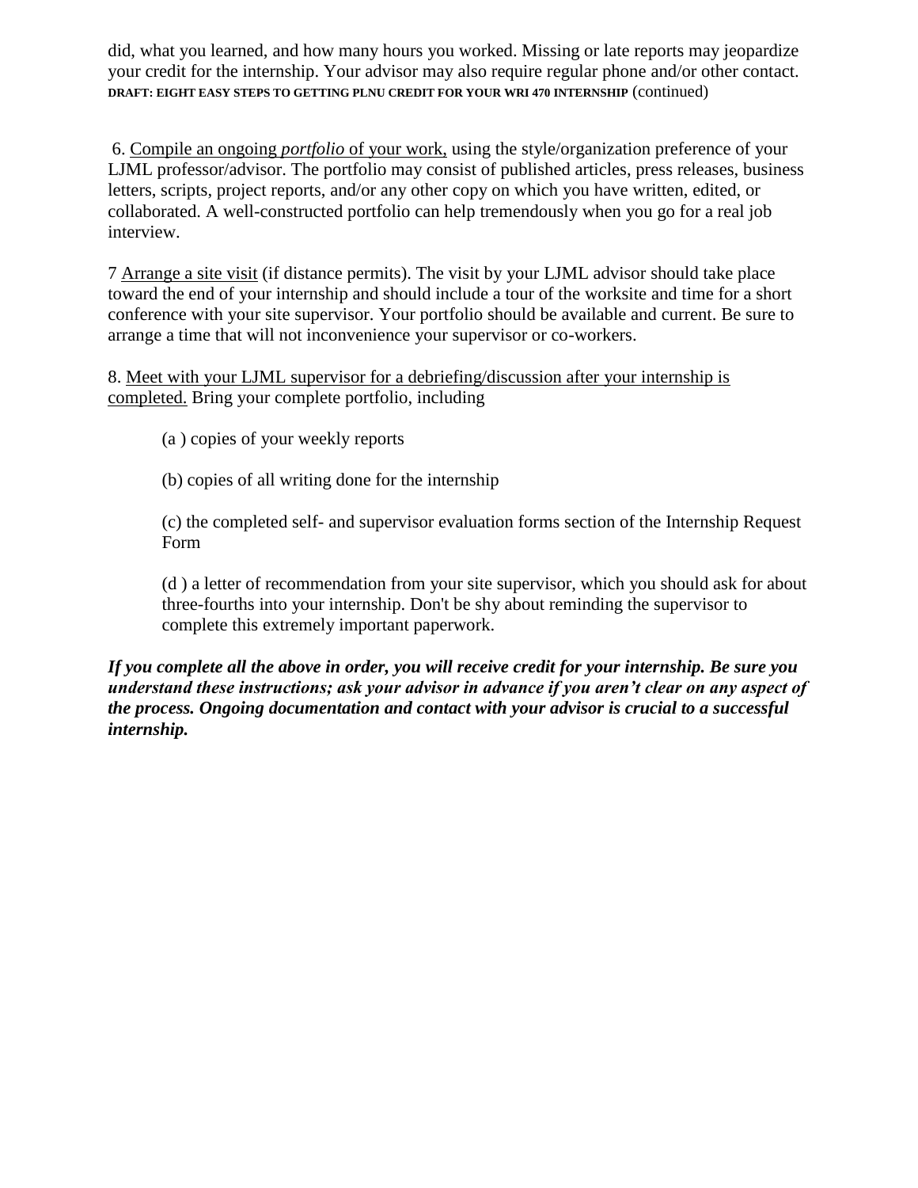did, what you learned, and how many hours you worked. Missing or late reports may jeopardize your credit for the internship. Your advisor may also require regular phone and/or other contact.

**DRAFT: EIGHT EASY STEPS TO GETTING PLNU CREDIT FOR YOUR WRI 470 INTERNSHIP** (continued)

6. <u>Compile an ongoing *portfolio* of your work,</u> using the style/organization preference of your LJML professor/advisor. The portfolio may consist of published articles, press releases, business letters, scripts, project reports, and/or any other copy on which you have written, edited, or collaborated. A well-constructed portfolio can help tremendously when you go for a real job interview.

7 <u>Arrange a site visit</u> (if distance permits). The visit by your LJML advisor should take place toward the end of your internship and should include a tour of the worksite and time for a short conference with your site supervisor. Your portfolio should be available and current. Be sure to arrange a time that will not inconvenience your supervisor or co-workers.

8. <u>Meet with your LJML supervisor for a debriefing/discussion after your internship is completed.</u> Bring your complete portfolio, including

(a ) copies of your weekly reports

(b) copies of all writing done for the internship

(c) the completed self- and supervisor evaluation forms section of the Internship Request Form

(d ) a letter of recommendation from your site supervisor, which you should ask for about three-fourths into your internship. Don't be shy about reminding the supervisor to complete this extremely important paperwork.

***If you complete all the above in order, you will receive credit for your internship. Be sure you understand these instructions; ask your advisor in advance if you aren't clear on any aspect of the process. Ongoing documentation and contact with your advisor is crucial to a successful internship.***